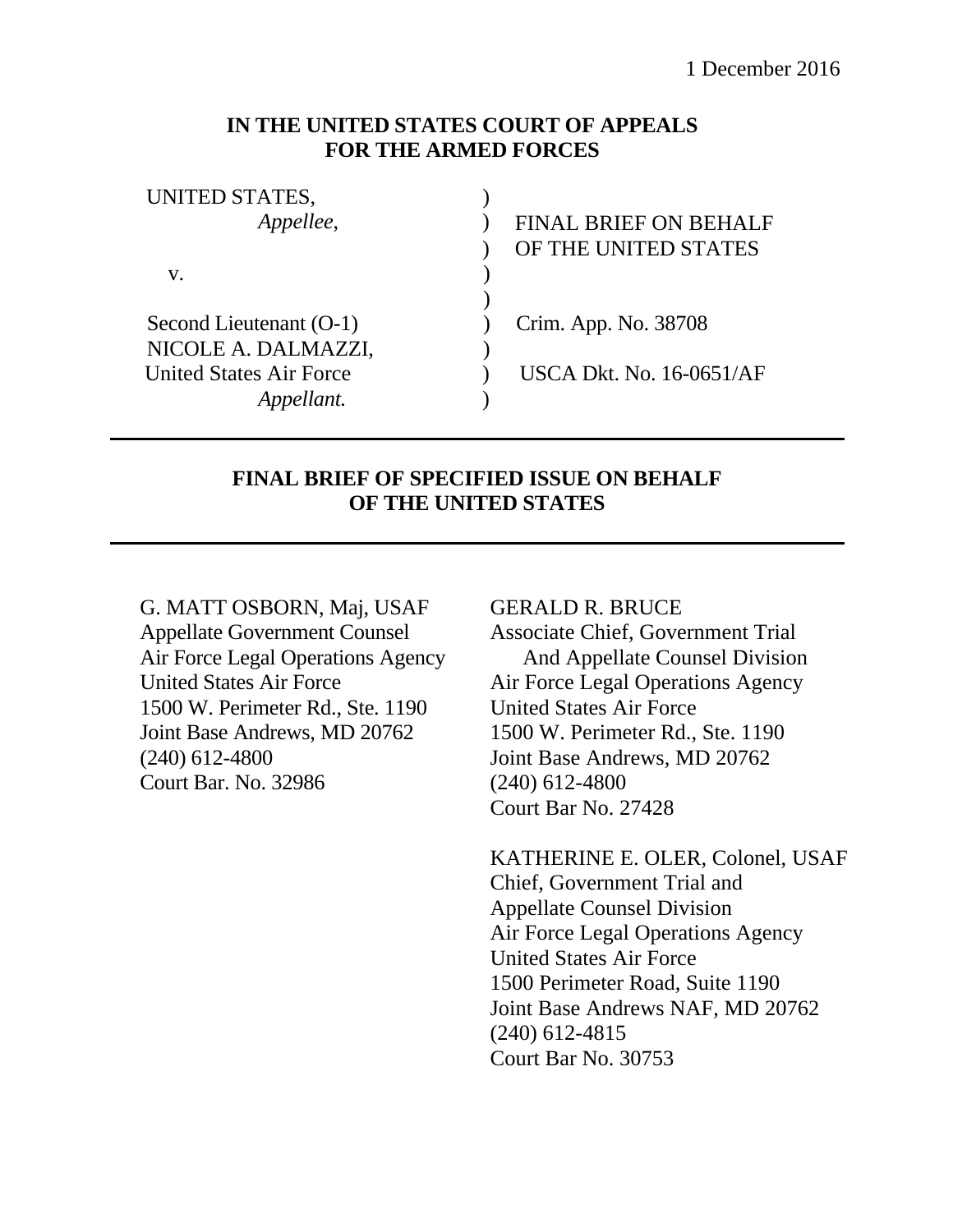1 December 2016

**IN THE UNITED STATES COURT OF APPEALS FOR THE ARMED FORCES**

| | | |
|---|---|---|
| UNITED STATES, *Appellee*, | ) | FINAL BRIEF ON BEHALF OF THE UNITED STATES |
| v. | ) | |
| Second Lieutenant (O-1) NICOLE A. DALMAZZI, United States Air Force *Appellant.* | ) | Crim. App. No. 38708 |
| | ) | USCA Dkt. No. 16-0651/AF |

---

**FINAL BRIEF OF SPECIFIED ISSUE ON BEHALF OF THE UNITED STATES**

---

G. MATT OSBORN, Maj, USAF
Appellate Government Counsel
Air Force Legal Operations Agency
United States Air Force
1500 W. Perimeter Rd., Ste. 1190
Joint Base Andrews, MD 20762
(240) 612-4800
Court Bar. No. 32986

GERALD R. BRUCE
Associate Chief, Government Trial And Appellate Counsel Division
Air Force Legal Operations Agency
United States Air Force
1500 W. Perimeter Rd., Ste. 1190
Joint Base Andrews, MD 20762
(240) 612-4800
Court Bar No. 27428

KATHERINE E. OLER, Colonel, USAF
Chief, Government Trial and Appellate Counsel Division
Air Force Legal Operations Agency
United States Air Force
1500 Perimeter Road, Suite 1190
Joint Base Andrews NAF, MD 20762
(240) 612-4815
Court Bar No. 30753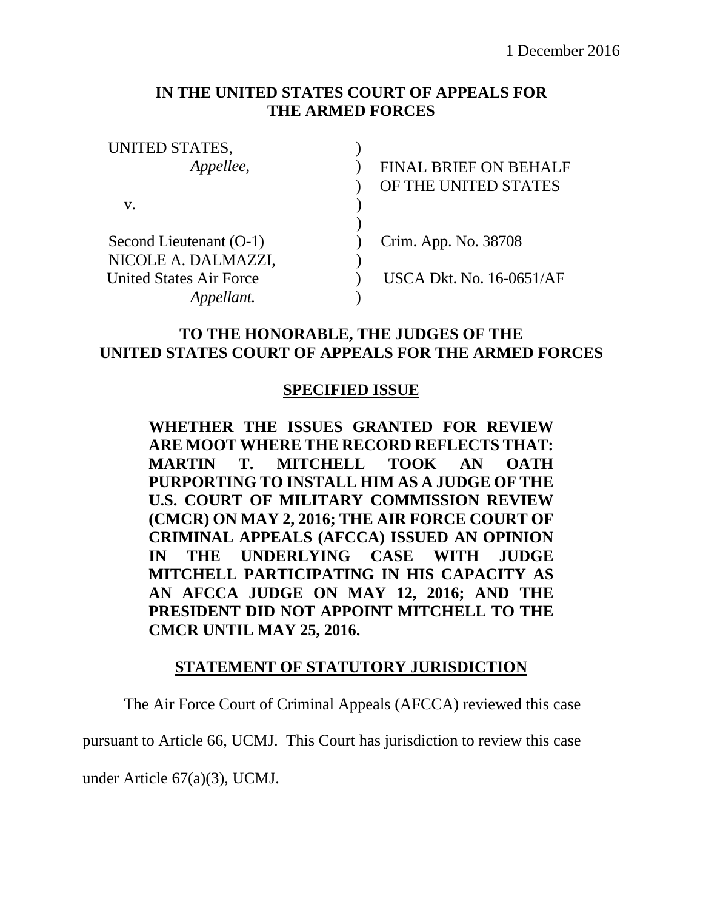1 December 2016

**IN THE UNITED STATES COURT OF APPEALS FOR THE ARMED FORCES**

| | | |
|---|---|---|
| UNITED STATES, | ) | |
| *Appellee*, | ) | FINAL BRIEF ON BEHALF |
| | ) | OF THE UNITED STATES |
| v. | ) | |
| | ) | |
| Second Lieutenant (O-1) | ) | Crim. App. No. 38708 |
| NICOLE A. DALMAZZI, | ) | |
| United States Air Force | ) | USCA Dkt. No. 16-0651/AF |
| *Appellant.* | ) | |

**TO THE HONORABLE, THE JUDGES OF THE UNITED STATES COURT OF APPEALS FOR THE ARMED FORCES**

## SPECIFIED ISSUE

**WHETHER THE ISSUES GRANTED FOR REVIEW ARE MOOT WHERE THE RECORD REFLECTS THAT: MARTIN T. MITCHELL TOOK AN OATH PURPORTING TO INSTALL HIM AS A JUDGE OF THE U.S. COURT OF MILITARY COMMISSION REVIEW (CMCR) ON MAY 2, 2016; THE AIR FORCE COURT OF CRIMINAL APPEALS (AFCCA) ISSUED AN OPINION IN THE UNDERLYING CASE WITH JUDGE MITCHELL PARTICIPATING IN HIS CAPACITY AS AN AFCCA JUDGE ON MAY 12, 2016; AND THE PRESIDENT DID NOT APPOINT MITCHELL TO THE CMCR UNTIL MAY 25, 2016.**

## STATEMENT OF STATUTORY JURISDICTION

The Air Force Court of Criminal Appeals (AFCCA) reviewed this case pursuant to Article 66, UCMJ. This Court has jurisdiction to review this case under Article 67(a)(3), UCMJ.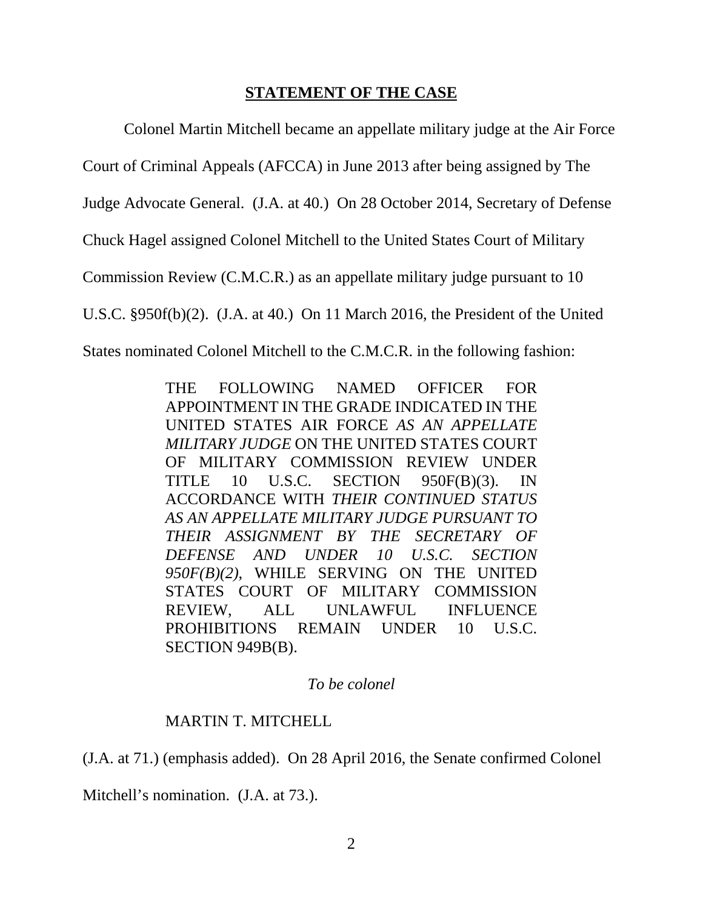## STATEMENT OF THE CASE

Colonel Martin Mitchell became an appellate military judge at the Air Force Court of Criminal Appeals (AFCCA) in June 2013 after being assigned by The Judge Advocate General. (J.A. at 40.) On 28 October 2014, Secretary of Defense Chuck Hagel assigned Colonel Mitchell to the United States Court of Military Commission Review (C.M.C.R.) as an appellate military judge pursuant to 10 U.S.C. §950f(b)(2). (J.A. at 40.) On 11 March 2016, the President of the United States nominated Colonel Mitchell to the C.M.C.R. in the following fashion:

> THE FOLLOWING NAMED OFFICER FOR APPOINTMENT IN THE GRADE INDICATED IN THE UNITED STATES AIR FORCE *AS AN APPELLATE MILITARY JUDGE* ON THE UNITED STATES COURT OF MILITARY COMMISSION REVIEW UNDER TITLE 10 U.S.C. SECTION 950F(B)(3). IN ACCORDANCE WITH *THEIR CONTINUED STATUS AS AN APPELLATE MILITARY JUDGE PURSUANT TO THEIR ASSIGNMENT BY THE SECRETARY OF DEFENSE AND UNDER 10 U.S.C. SECTION 950F(B)(2),* WHILE SERVING ON THE UNITED STATES COURT OF MILITARY COMMISSION REVIEW, ALL UNLAWFUL INFLUENCE PROHIBITIONS REMAIN UNDER 10 U.S.C. SECTION 949B(B).
>
> *To be colonel*
>
> MARTIN T. MITCHELL

(J.A. at 71.) (emphasis added). On 28 April 2016, the Senate confirmed Colonel Mitchell's nomination. (J.A. at 73.).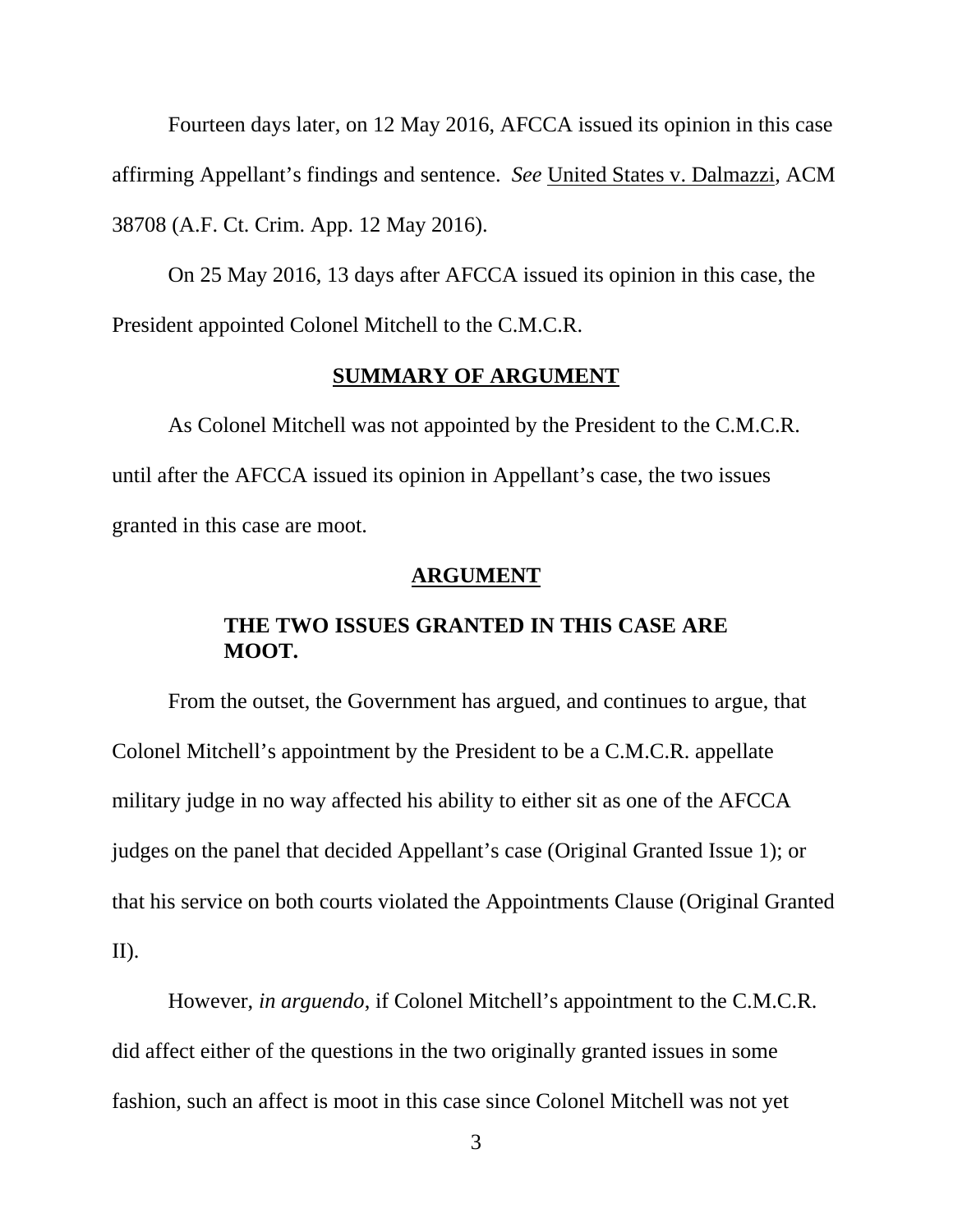Fourteen days later, on 12 May 2016, AFCCA issued its opinion in this case affirming Appellant's findings and sentence. *See* United States v. Dalmazzi, ACM 38708 (A.F. Ct. Crim. App. 12 May 2016).

On 25 May 2016, 13 days after AFCCA issued its opinion in this case, the President appointed Colonel Mitchell to the C.M.C.R.

## SUMMARY OF ARGUMENT

As Colonel Mitchell was not appointed by the President to the C.M.C.R. until after the AFCCA issued its opinion in Appellant's case, the two issues granted in this case are moot.

## ARGUMENT

### THE TWO ISSUES GRANTED IN THIS CASE ARE MOOT.

From the outset, the Government has argued, and continues to argue, that Colonel Mitchell's appointment by the President to be a C.M.C.R. appellate military judge in no way affected his ability to either sit as one of the AFCCA judges on the panel that decided Appellant's case (Original Granted Issue 1); or that his service on both courts violated the Appointments Clause (Original Granted II).

However, *in arguendo*, if Colonel Mitchell's appointment to the C.M.C.R. did affect either of the questions in the two originally granted issues in some fashion, such an affect is moot in this case since Colonel Mitchell was not yet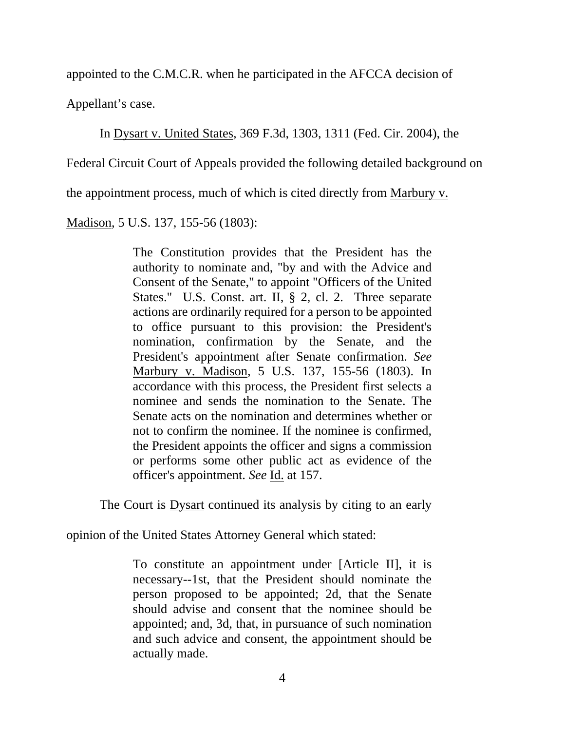appointed to the C.M.C.R. when he participated in the AFCCA decision of Appellant's case.

In Dysart v. United States, 369 F.3d, 1303, 1311 (Fed. Cir. 2004), the Federal Circuit Court of Appeals provided the following detailed background on the appointment process, much of which is cited directly from Marbury v. Madison, 5 U.S. 137, 155-56 (1803):

> The Constitution provides that the President has the authority to nominate and, "by and with the Advice and Consent of the Senate," to appoint "Officers of the United States." U.S. Const. art. II, § 2, cl. 2. Three separate actions are ordinarily required for a person to be appointed to office pursuant to this provision: the President's nomination, confirmation by the Senate, and the President's appointment after Senate confirmation. *See* Marbury v. Madison, 5 U.S. 137, 155-56 (1803). In accordance with this process, the President first selects a nominee and sends the nomination to the Senate. The Senate acts on the nomination and determines whether or not to confirm the nominee. If the nominee is confirmed, the President appoints the officer and signs a commission or performs some other public act as evidence of the officer's appointment. *See* Id. at 157.

The Court is Dysart continued its analysis by citing to an early opinion of the United States Attorney General which stated:

> To constitute an appointment under [Article II], it is necessary--1st, that the President should nominate the person proposed to be appointed; 2d, that the Senate should advise and consent that the nominee should be appointed; and, 3d, that, in pursuance of such nomination and such advice and consent, the appointment should be actually made.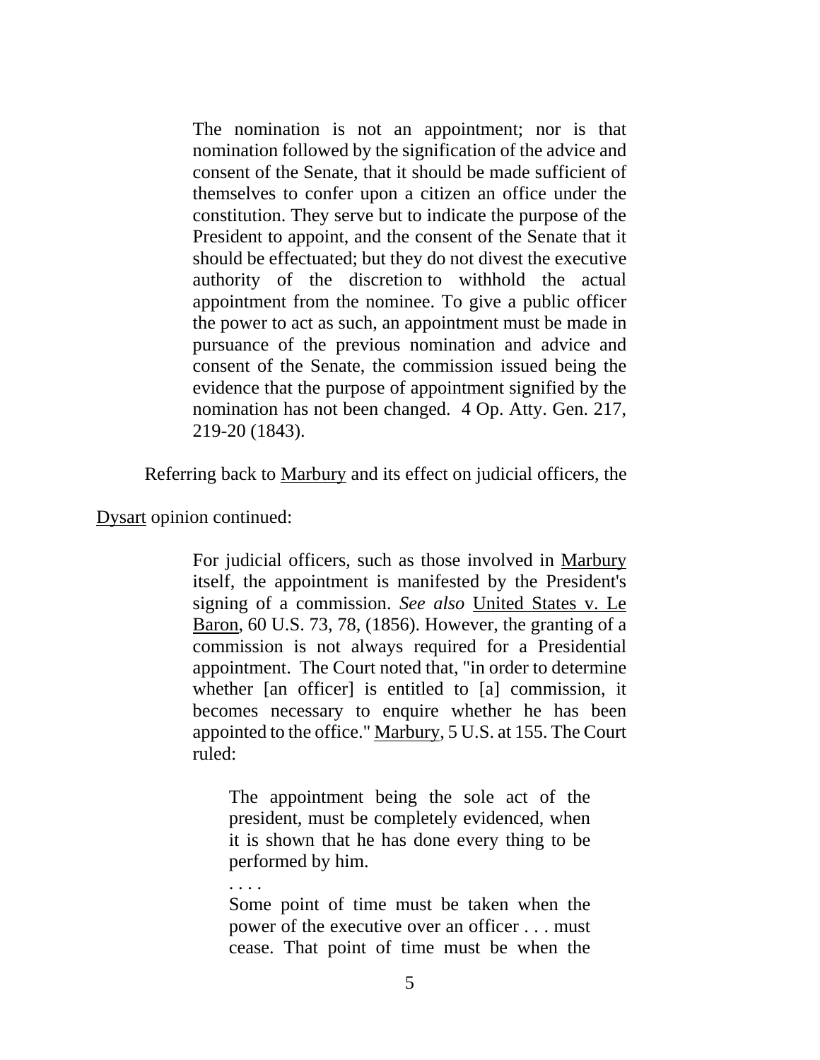> The nomination is not an appointment; nor is that nomination followed by the signification of the advice and consent of the Senate, that it should be made sufficient of themselves to confer upon a citizen an office under the constitution. They serve but to indicate the purpose of the President to appoint, and the consent of the Senate that it should be effectuated; but they do not divest the executive authority of the discretion to withhold the actual appointment from the nominee. To give a public officer the power to act as such, an appointment must be made in pursuance of the previous nomination and advice and consent of the Senate, the commission issued being the evidence that the purpose of appointment signified by the nomination has not been changed. 4 Op. Atty. Gen. 217, 219-20 (1843).

Referring back to Marbury and its effect on judicial officers, the Dysart opinion continued:

> For judicial officers, such as those involved in Marbury itself, the appointment is manifested by the President's signing of a commission. *See also* United States v. Le Baron, 60 U.S. 73, 78, (1856). However, the granting of a commission is not always required for a Presidential appointment. The Court noted that, "in order to determine whether [an officer] is entitled to [a] commission, it becomes necessary to enquire whether he has been appointed to the office." Marbury, 5 U.S. at 155. The Court ruled:
>
> > The appointment being the sole act of the president, must be completely evidenced, when it is shown that he has done every thing to be performed by him.
> >
> > . . . .
> >
> > Some point of time must be taken when the power of the executive over an officer . . . must cease. That point of time must be when the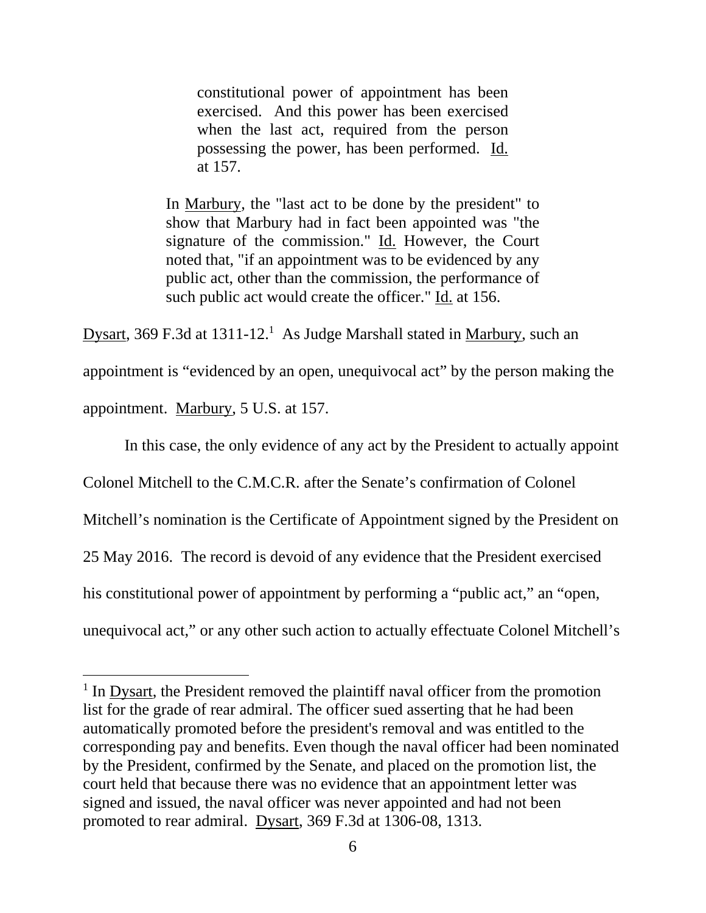> constitutional power of appointment has been exercised. And this power has been exercised when the last act, required from the person possessing the power, has been performed. Id. at 157.
>
> In Marbury, the "last act to be done by the president" to show that Marbury had in fact been appointed was "the signature of the commission." Id. However, the Court noted that, "if an appointment was to be evidenced by any public act, other than the commission, the performance of such public act would create the officer." Id. at 156.

Dysart, 369 F.3d at 1311-12.[1] As Judge Marshall stated in Marbury, such an appointment is "evidenced by an open, unequivocal act" by the person making the appointment. Marbury, 5 U.S. at 157.

In this case, the only evidence of any act by the President to actually appoint Colonel Mitchell to the C.M.C.R. after the Senate's confirmation of Colonel Mitchell's nomination is the Certificate of Appointment signed by the President on 25 May 2016. The record is devoid of any evidence that the President exercised his constitutional power of appointment by performing a "public act," an "open, unequivocal act," or any other such action to actually effectuate Colonel Mitchell's

[1] In Dysart, the President removed the plaintiff naval officer from the promotion list for the grade of rear admiral. The officer sued asserting that he had been automatically promoted before the president's removal and was entitled to the corresponding pay and benefits. Even though the naval officer had been nominated by the President, confirmed by the Senate, and placed on the promotion list, the court held that because there was no evidence that an appointment letter was signed and issued, the naval officer was never appointed and had not been promoted to rear admiral. Dysart, 369 F.3d at 1306-08, 1313.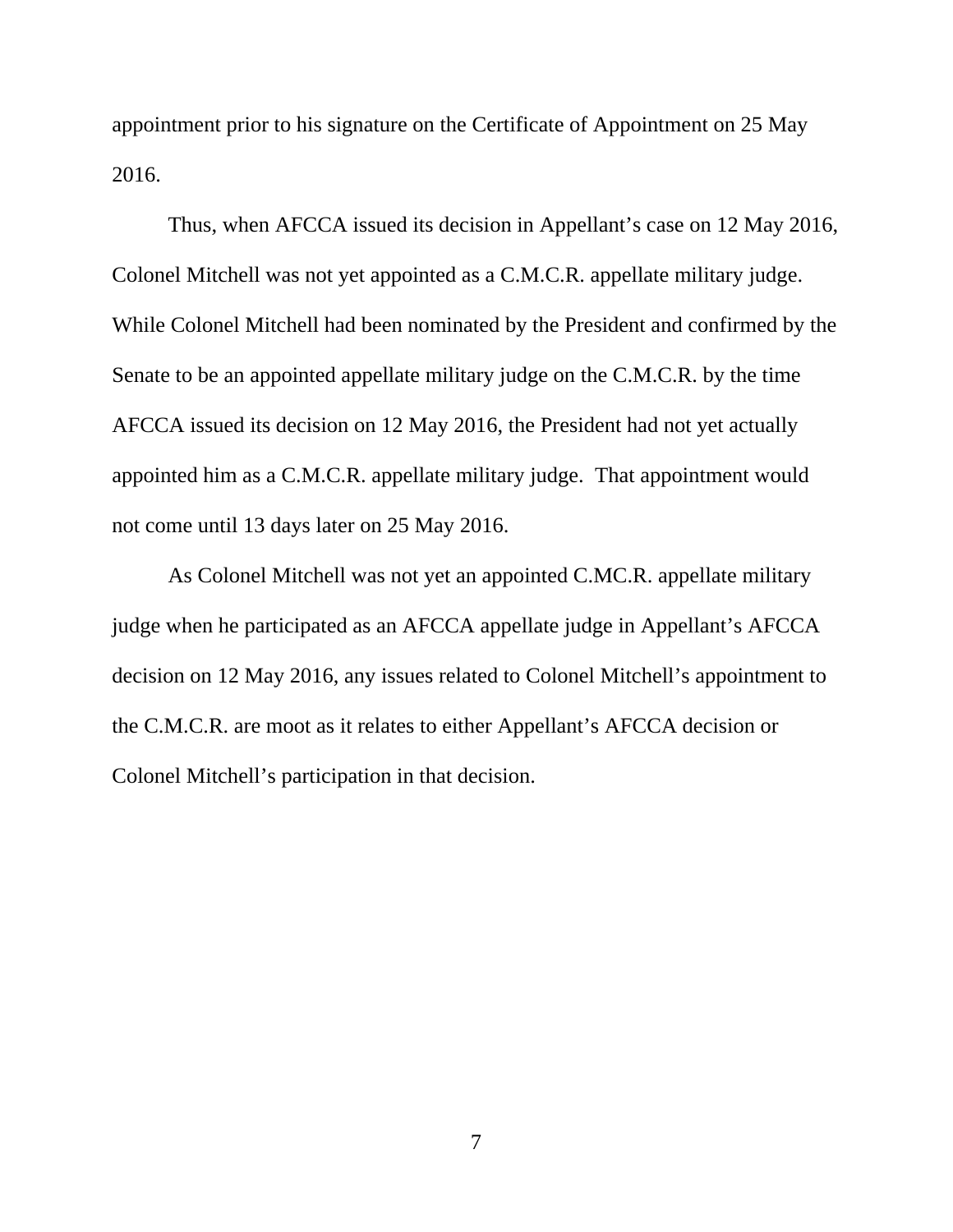appointment prior to his signature on the Certificate of Appointment on 25 May 2016.

Thus, when AFCCA issued its decision in Appellant's case on 12 May 2016, Colonel Mitchell was not yet appointed as a C.M.C.R. appellate military judge. While Colonel Mitchell had been nominated by the President and confirmed by the Senate to be an appointed appellate military judge on the C.M.C.R. by the time AFCCA issued its decision on 12 May 2016, the President had not yet actually appointed him as a C.M.C.R. appellate military judge. That appointment would not come until 13 days later on 25 May 2016.

As Colonel Mitchell was not yet an appointed C.MC.R. appellate military judge when he participated as an AFCCA appellate judge in Appellant's AFCCA decision on 12 May 2016, any issues related to Colonel Mitchell's appointment to the C.M.C.R. are moot as it relates to either Appellant's AFCCA decision or Colonel Mitchell's participation in that decision.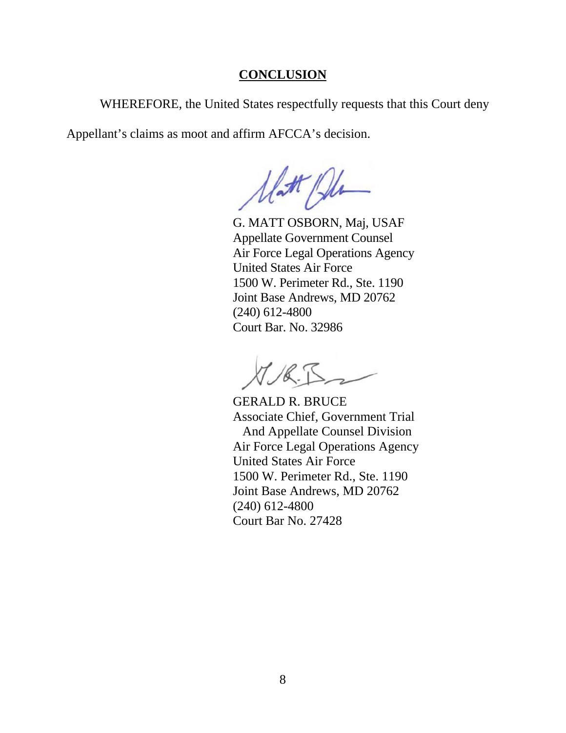## CONCLUSION

WHEREFORE, the United States respectfully requests that this Court deny Appellant's claims as moot and affirm AFCCA's decision.

G. MATT OSBORN, Maj, USAF
Appellate Government Counsel
Air Force Legal Operations Agency
United States Air Force
1500 W. Perimeter Rd., Ste. 1190
Joint Base Andrews, MD 20762
(240) 612-4800
Court Bar. No. 32986

GERALD R. BRUCE
Associate Chief, Government Trial
And Appellate Counsel Division
Air Force Legal Operations Agency
United States Air Force
1500 W. Perimeter Rd., Ste. 1190
Joint Base Andrews, MD 20762
(240) 612-4800
Court Bar No. 27428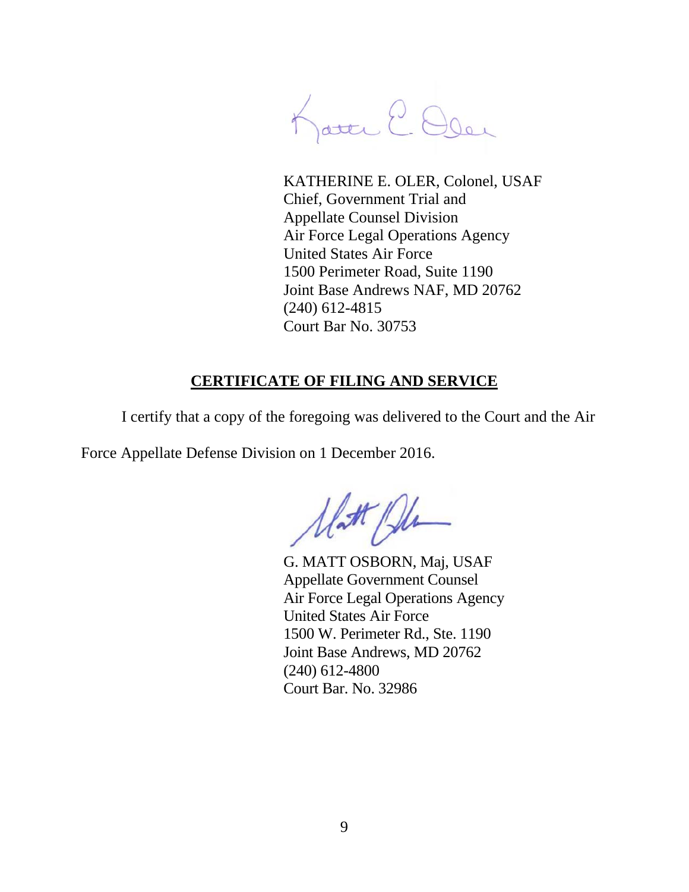KATHERINE E. OLER, Colonel, USAF
Chief, Government Trial and
Appellate Counsel Division
Air Force Legal Operations Agency
United States Air Force
1500 Perimeter Road, Suite 1190
Joint Base Andrews NAF, MD 20762
(240) 612-4815
Court Bar No. 30753

## CERTIFICATE OF FILING AND SERVICE

I certify that a copy of the foregoing was delivered to the Court and the Air Force Appellate Defense Division on 1 December 2016.

G. MATT OSBORN, Maj, USAF
Appellate Government Counsel
Air Force Legal Operations Agency
United States Air Force
1500 W. Perimeter Rd., Ste. 1190
Joint Base Andrews, MD 20762
(240) 612-4800
Court Bar. No. 32986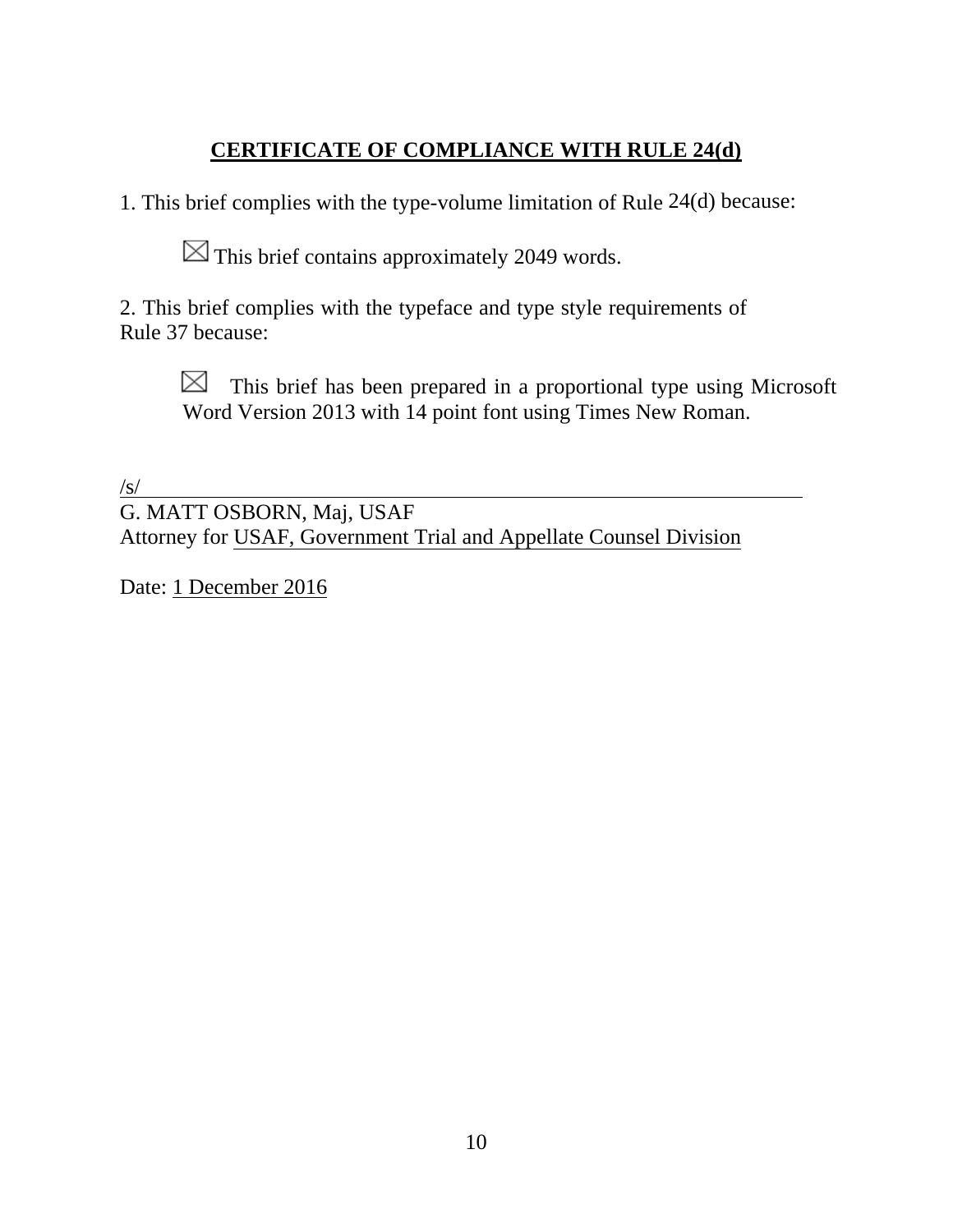## CERTIFICATE OF COMPLIANCE WITH RULE 24(d)

1. This brief complies with the type-volume limitation of Rule 24(d) because:

☒ This brief contains approximately 2049 words.

2. This brief complies with the typeface and type style requirements of Rule 37 because:

☒ This brief has been prepared in a proportional type using Microsoft Word Version 2013 with 14 point font using Times New Roman.

/s/

G. MATT OSBORN, Maj, USAF
Attorney for USAF, Government Trial and Appellate Counsel Division

Date: 1 December 2016